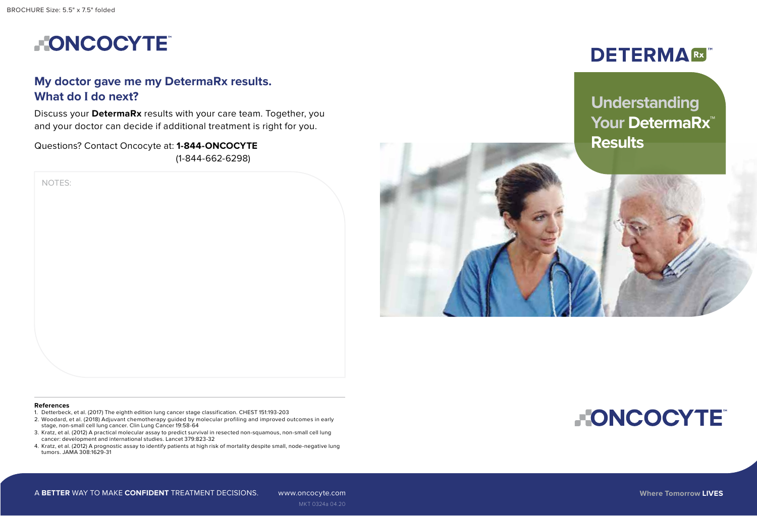BROCHURE Size: 5.5" x 7.5" folded

ONCOCYTE™

## My doctor gave me my DetermaRx results. What do I do next?

Discuss your **DetermaRx** results with your care team. Together, you and your doctor can decide if additional treatment is right for you.

Questions? Contact Oncocyte at: **1-844-ONCOCYTE** (1-844-662-6298)

NOTES:

**References**

1. Detterbeck, et al. (2017) The eighth edition lung cancer stage classification. CHEST 151:193-203
2. Woodard, et al. (2018) Adjuvant chemotherapy guided by molecular profiling and improved outcomes in early stage, non-small cell lung cancer. Clin Lung Cancer 19:58-64
3. Kratz, et al. (2012) A practical molecular assay to predict survival in resected non-squamous, non-small cell lung cancer: development and international studies. Lancet 379:823-32
4. Kratz, et al. (2012) A prognostic assay to identify patients at high risk of mortality despite small, node-negative lung tumors. JAMA 308:1629-31

A **BETTER** WAY TO MAKE **CONFIDENT** TREATMENT DECISIONS. www.oncocyte.com

MKT 0324a 04.20

DETERMA Rx™

# Understanding Your DetermaRx™ Results

ONCOCYTE™

Where Tomorrow **LIVES**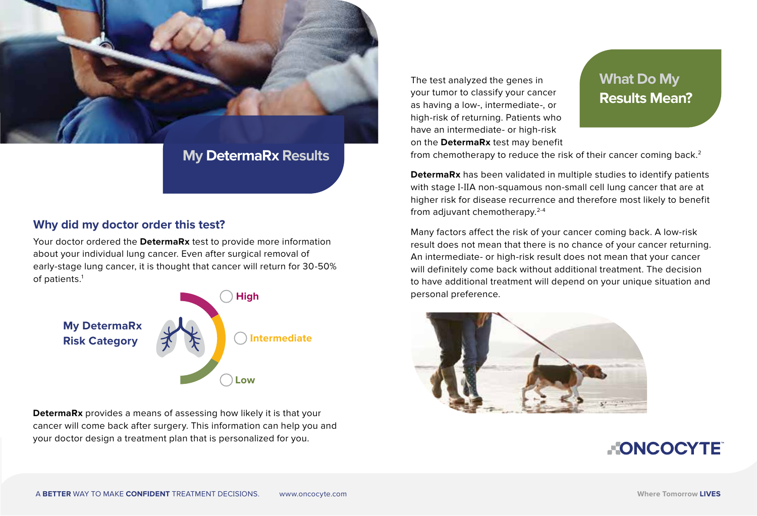## My DetermaRx Results

### Why did my doctor order this test?

Your doctor ordered the **DetermaRx** test to provide more information about your individual lung cancer. Even after surgical removal of early-stage lung cancer, it is thought that cancer will return for 30-50% of patients.[1]

**My DetermaRx Risk Category**

High

Intermediate

Low

**DetermaRx** provides a means of assessing how likely it is that your cancer will come back after surgery. This information can help you and your doctor design a treatment plan that is personalized for you.

## What Do My Results Mean?

The test analyzed the genes in your tumor to classify your cancer as having a low-, intermediate-, or high-risk of returning. Patients who have an intermediate- or high-risk on the **DetermaRx** test may benefit from chemotherapy to reduce the risk of their cancer coming back.[2]

**DetermaRx** has been validated in multiple studies to identify patients with stage I-IIA non-squamous non-small cell lung cancer that are at higher risk for disease recurrence and therefore most likely to benefit from adjuvant chemotherapy.[2-4]

Many factors affect the risk of your cancer coming back. A low-risk result does not mean that there is no chance of your cancer returning. An intermediate- or high-risk result does not mean that your cancer will definitely come back without additional treatment. The decision to have additional treatment will depend on your unique situation and personal preference.

ONCOCYTE™

A **BETTER** WAY TO MAKE **CONFIDENT** TREATMENT DECISIONS. www.oncocyte.com

Where Tomorrow **LIVES**